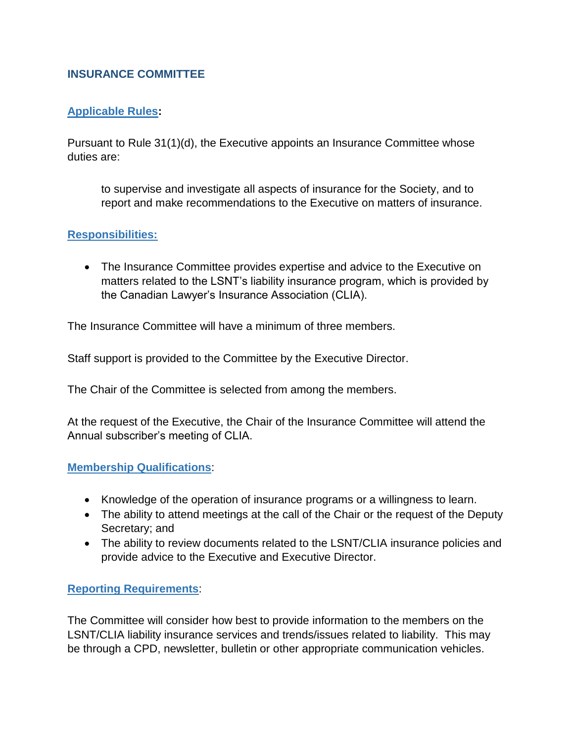# INSURANCE COMMITTEE

## Applicable Rules:

Pursuant to Rule 31(1)(d), the Executive appoints an Insurance Committee whose duties are:

> to supervise and investigate all aspects of insurance for the Society, and to report and make recommendations to the Executive on matters of insurance.

## Responsibilities:

- The Insurance Committee provides expertise and advice to the Executive on matters related to the LSNT's liability insurance program, which is provided by the Canadian Lawyer's Insurance Association (CLIA).

The Insurance Committee will have a minimum of three members.

Staff support is provided to the Committee by the Executive Director.

The Chair of the Committee is selected from among the members.

At the request of the Executive, the Chair of the Insurance Committee will attend the Annual subscriber's meeting of CLIA.

## Membership Qualifications:

- Knowledge of the operation of insurance programs or a willingness to learn.
- The ability to attend meetings at the call of the Chair or the request of the Deputy Secretary; and
- The ability to review documents related to the LSNT/CLIA insurance policies and provide advice to the Executive and Executive Director.

## Reporting Requirements:

The Committee will consider how best to provide information to the members on the LSNT/CLIA liability insurance services and trends/issues related to liability. This may be through a CPD, newsletter, bulletin or other appropriate communication vehicles.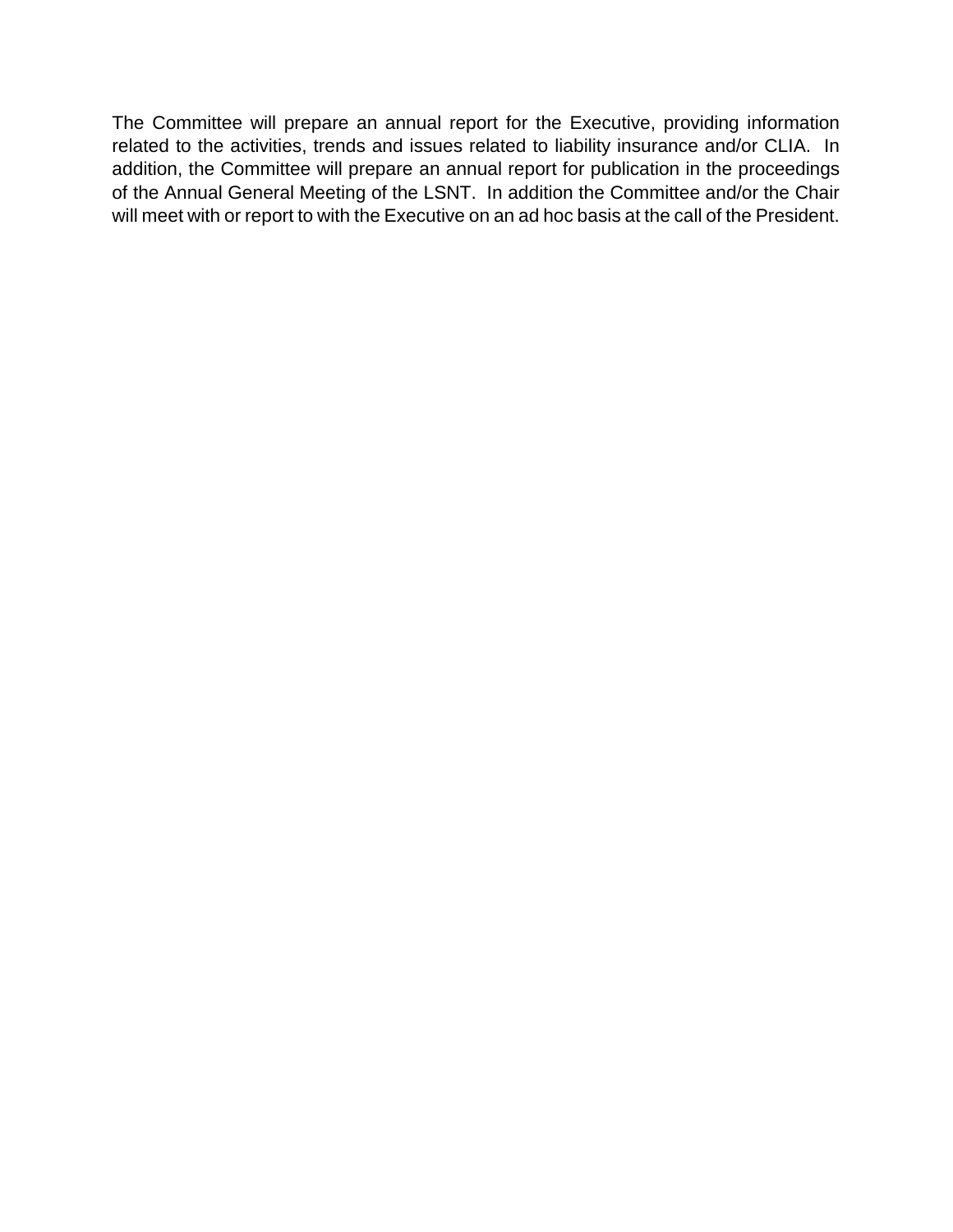The Committee will prepare an annual report for the Executive, providing information related to the activities, trends and issues related to liability insurance and/or CLIA. In addition, the Committee will prepare an annual report for publication in the proceedings of the Annual General Meeting of the LSNT. In addition the Committee and/or the Chair will meet with or report to with the Executive on an ad hoc basis at the call of the President.